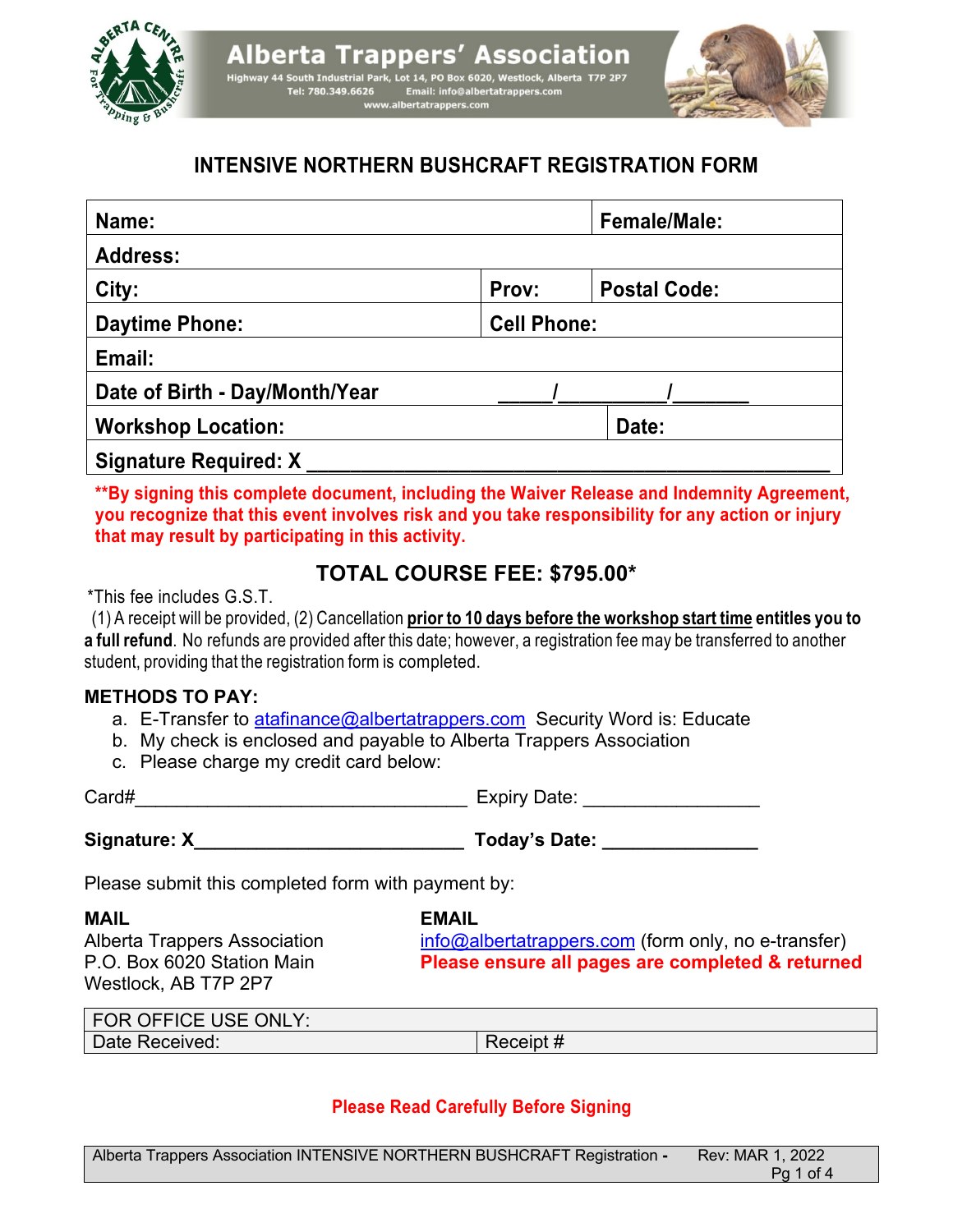**Alberta Trappers' Association**
Highway 44 South Industrial Park, Lot 14, PO Box 6020, Westlock, Alberta T7P 2P7
Tel: 780.349.6626 Email: info@albertatrappers.com
www.albertatrappers.com

# INTENSIVE NORTHERN BUSHCRAFT REGISTRATION FORM

| Name: | | Female/Male: |
|---|---|---|
| Address: | | |
| City: | Prov: | Postal Code: |
| Daytime Phone: | Cell Phone: | |
| Email: | | |
| Date of Birth - Day/Month/Year | _____/_________/_______ | |
| Workshop Location: | | Date: |
| Signature Required: X _______________________________________________ | | |

**\*\*By signing this complete document, including the Waiver Release and Indemnity Agreement, you recognize that this event involves risk and you take responsibility for any action or injury that may result by participating in this activity.**

## TOTAL COURSE FEE: $795.00*

*This fee includes G.S.T.
(1) A receipt will be provided, (2) Cancellation **prior to 10 days before the workshop start time entitles you to a full refund**. No refunds are provided after this date; however, a registration fee may be transferred to another student, providing that the registration form is completed.

**METHODS TO PAY:**

a. E-Transfer to atafinance@albertatrappers.com Security Word is: Educate
b. My check is enclosed and payable to Alberta Trappers Association
c. Please charge my credit card below:

Card#________________________________ Expiry Date: ________________

**Signature: X_________________________ Today's Date: ______________**

Please submit this completed form with payment by:

**MAIL**
Alberta Trappers Association
P.O. Box 6020 Station Main
Westlock, AB T7P 2P7

**EMAIL**
info@albertatrappers.com (form only, no e-transfer)
**Please ensure all pages are completed & returned**

| FOR OFFICE USE ONLY: | |
|---|---|
| Date Received: | Receipt # |

**Please Read Carefully Before Signing**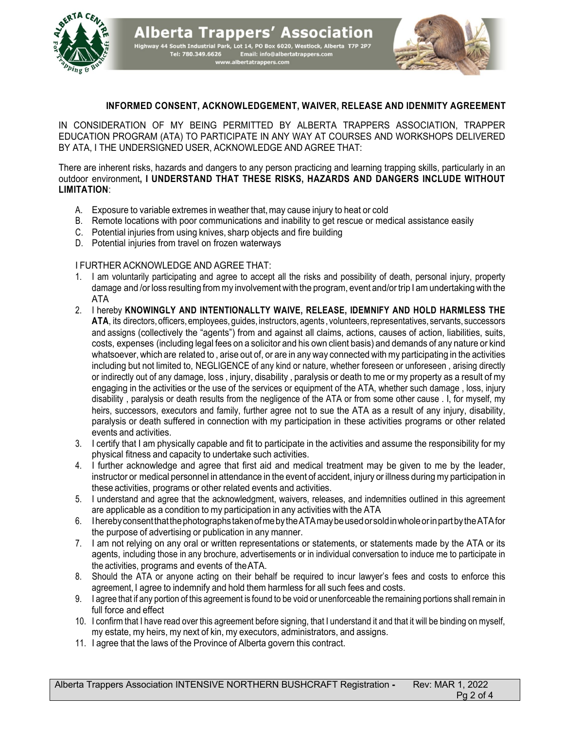Alberta Trappers' Association

Highway 44 South Industrial Park, Lot 14, PO Box 6020, Westlock, Alberta T7P 2P7
Tel: 780.349.6626 Email: info@albertatrappers.com
www.albertatrappers.com

**INFORMED CONSENT, ACKNOWLEDGEMENT, WAIVER, RELEASE AND IDENMITY AGREEMENT**

IN CONSIDERATION OF MY BEING PERMITTED BY ALBERTA TRAPPERS ASSOCIATION, TRAPPER EDUCATION PROGRAM (ATA) TO PARTICIPATE IN ANY WAY AT COURSES AND WORKSHOPS DELIVERED BY ATA, I THE UNDERSIGNED USER, ACKNOWLEDGE AND AGREE THAT:

There are inherent risks, hazards and dangers to any person practicing and learning trapping skills, particularly in an outdoor environment**, I UNDERSTAND THAT THESE RISKS, HAZARDS AND DANGERS INCLUDE WITHOUT LIMITATION**:

A. Exposure to variable extremes in weather that, may cause injury to heat or cold
B. Remote locations with poor communications and inability to get rescue or medical assistance easily
C. Potential injuries from using knives, sharp objects and fire building
D. Potential injuries from travel on frozen waterways

I FURTHER ACKNOWLEDGE AND AGREE THAT:

1. I am voluntarily participating and agree to accept all the risks and possibility of death, personal injury, property damage and /or loss resulting from my involvement with the program, event and/or trip I am undertaking with the ATA
2. I hereby **KNOWINGLY AND INTENTIONALLTY WAIVE, RELEASE, IDEMNIFY AND HOLD HARMLESS THE ATA**, its directors, officers, employees, guides, instructors, agents , volunteers, representatives, servants, successors and assigns (collectively the "agents") from and against all claims, actions, causes of action, liabilities, suits, costs, expenses (including legal fees on a solicitor and his own client basis) and demands of any nature or kind whatsoever, which are related to , arise out of, or are in any way connected with my participating in the activities including but not limited to, NEGLIGENCE of any kind or nature, whether foreseen or unforeseen , arising directly or indirectly out of any damage, loss , injury, disability , paralysis or death to me or my property as a result of my engaging in the activities or the use of the services or equipment of the ATA, whether such damage , loss, injury disability , paralysis or death results from the negligence of the ATA or from some other cause . I, for myself, my heirs, successors, executors and family, further agree not to sue the ATA as a result of any injury, disability, paralysis or death suffered in connection with my participation in these activities programs or other related events and activities.
3. I certify that I am physically capable and fit to participate in the activities and assume the responsibility for my physical fitness and capacity to undertake such activities.
4. I further acknowledge and agree that first aid and medical treatment may be given to me by the leader, instructor or medical personnel in attendance in the event of accident, injury or illness during my participation in these activities, programs or other related events and activities.
5. I understand and agree that the acknowledgment, waivers, releases, and indemnities outlined in this agreement are applicable as a condition to my participation in any activities with the ATA
6. I hereby consent that the photographs taken of me by the ATA may be used or sold in whole or in part by the ATA for the purpose of advertising or publication in any manner.
7. I am not relying on any oral or written representations or statements, or statements made by the ATA or its agents, including those in any brochure, advertisements or in individual conversation to induce me to participate in the activities, programs and events of the ATA.
8. Should the ATA or anyone acting on their behalf be required to incur lawyer's fees and costs to enforce this agreement, I agree to indemnify and hold them harmless for all such fees and costs.
9. I agree that if any portion of this agreement is found to be void or unenforceable the remaining portions shall remain in full force and effect
10. I confirm that I have read over this agreement before signing, that I understand it and that it will be binding on myself, my estate, my heirs, my next of kin, my executors, administrators, and assigns.
11. I agree that the laws of the Province of Alberta govern this contract.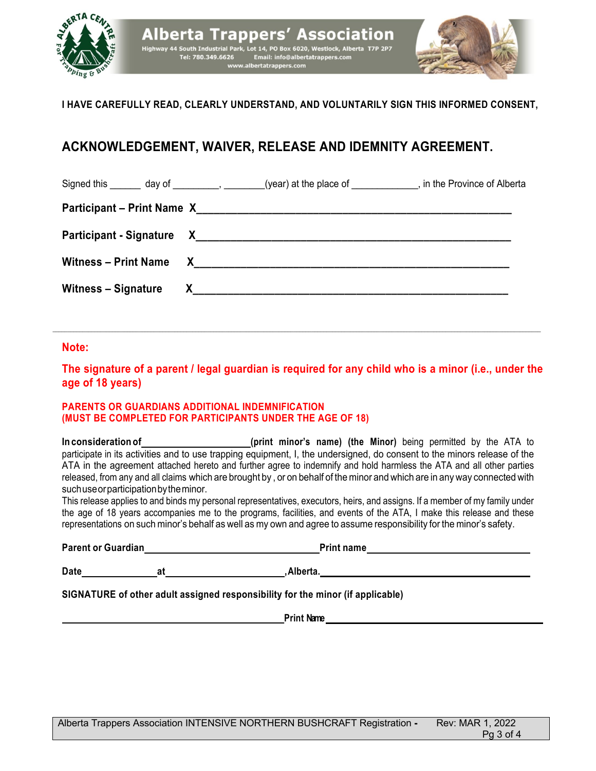**Alberta Trappers' Association**

Highway 44 South Industrial Park, Lot 14, PO Box 6020, Westlock, Alberta T7P 2P7
Tel: 780.349.6626 Email: info@albertatrappers.com
www.albertatrappers.com

**I HAVE CAREFULLY READ, CLEARLY UNDERSTAND, AND VOLUNTARILY SIGN THIS INFORMED CONSENT,**

## ACKNOWLEDGEMENT, WAIVER, RELEASE AND IDEMNITY AGREEMENT.

Signed this ______ day of _________, ________(year) at the place of _____________, in the Province of Alberta

**Participant – Print Name X**______________________________________________________

**Participant - Signature X**______________________________________________________

**Witness – Print Name X**______________________________________________________

**Witness – Signature X**______________________________________________________

---

**Note:**

**The signature of a parent / legal guardian is required for any child who is a minor (i.e., under the age of 18 years)**

**PARENTS OR GUARDIANS ADDITIONAL INDEMNIFICATION**
**(MUST BE COMPLETED FOR PARTICIPANTS UNDER THE AGE OF 18)**

**In consideration of**____________________**(print minor's name) (the Minor)** being permitted by the ATA to participate in its activities and to use trapping equipment, I, the undersigned, do consent to the minors release of the ATA in the agreement attached hereto and further agree to indemnify and hold harmless the ATA and all other parties released, from any and all claims which are brought by , or on behalf of the minor and which are in any way connected with such use or participation by the minor.

This release applies to and binds my personal representatives, executors, heirs, and assigns. If a member of my family under the age of 18 years accompanies me to the programs, facilities, and events of the ATA, I make this release and these representations on such minor's behalf as well as my own and agree to assume responsibility for the minor's safety.

**Parent or Guardian**________________________________ **Print name**______________________________

**Date**______________ **at**______________________ **,Alberta.**________________________________________

**SIGNATURE of other adult assigned responsibility for the minor (if applicable)**

________________________________________ **Print Name**________________________________________

Alberta Trappers Association INTENSIVE NORTHERN BUSHCRAFT Registration - Rev: MAR 1, 2022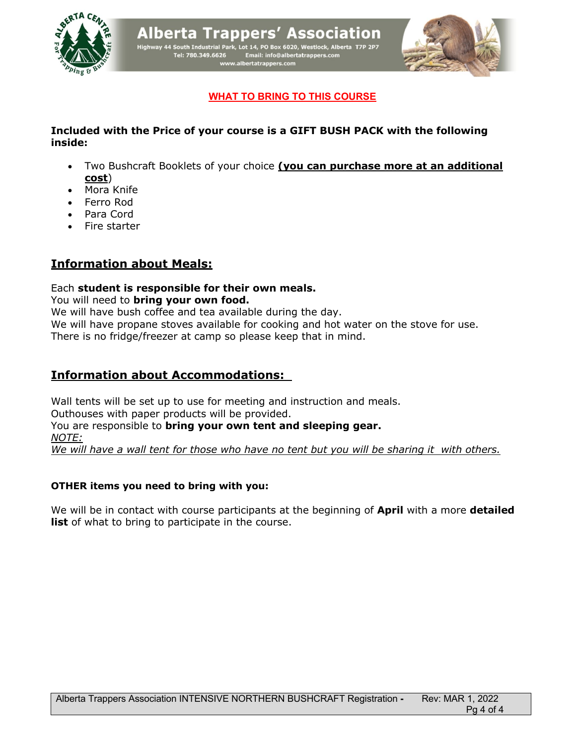## WHAT TO BRING TO THIS COURSE

**Included with the Price of your course is a GIFT BUSH PACK with the following inside:**

- Two Bushcraft Booklets of your choice **(you can purchase more at an additional cost)**
- Mora Knife
- Ferro Rod
- Para Cord
- Fire starter

## Information about Meals:

Each **student is responsible for their own meals.**
You will need to **bring your own food.**
We will have bush coffee and tea available during the day.
We will have propane stoves available for cooking and hot water on the stove for use.
There is no fridge/freezer at camp so please keep that in mind.

## Information about Accommodations:

Wall tents will be set up to use for meeting and instruction and meals.
Outhouses with paper products will be provided.
You are responsible to **bring your own tent and sleeping gear.**
*NOTE:*
*We will have a wall tent for those who have no tent but you will be sharing it with others.*

**OTHER items you need to bring with you:**

We will be in contact with course participants at the beginning of **April** with a more **detailed list** of what to bring to participate in the course.